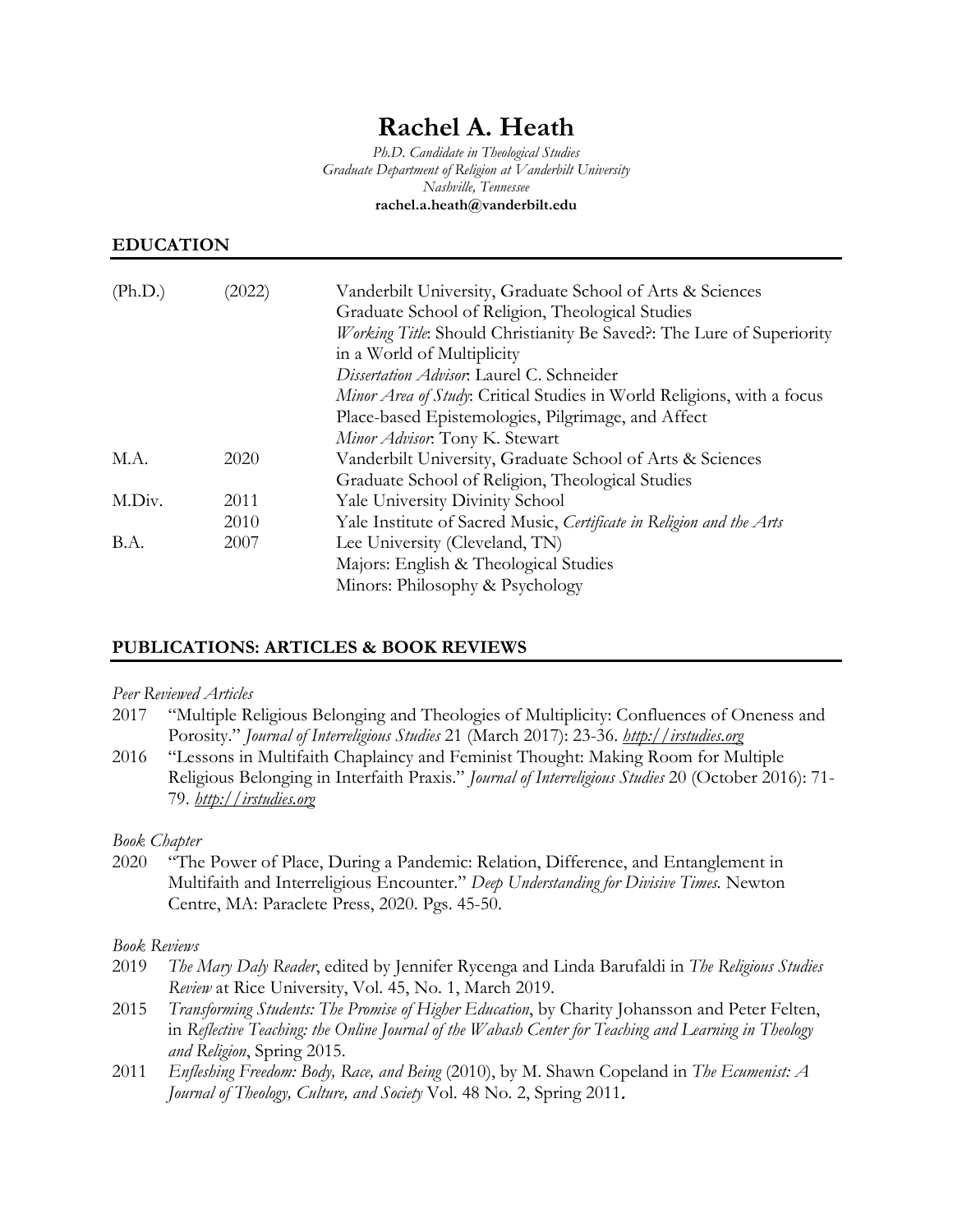# Rachel A. Heath

*Ph.D. Candidate in Theological Studies*
*Graduate Department of Religion at Vanderbilt University*
*Nashville, Tennessee*
**rachel.a.heath@vanderbilt.edu**

## EDUCATION

| | | |
|---|---|---|
| (Ph.D.) | (2022) | Vanderbilt University, Graduate School of Arts & Sciences<br>Graduate School of Religion, Theological Studies<br>*Working Title*: Should Christianity Be Saved?: The Lure of Superiority in a World of Multiplicity<br>*Dissertation Advisor*: Laurel C. Schneider<br>*Minor Area of Study*: Critical Studies in World Religions, with a focus Place-based Epistemologies, Pilgrimage, and Affect<br>*Minor Advisor*: Tony K. Stewart |
| M.A. | 2020 | Vanderbilt University, Graduate School of Arts & Sciences<br>Graduate School of Religion, Theological Studies |
| M.Div. | 2011 | Yale University Divinity School |
| | 2010 | Yale Institute of Sacred Music, *Certificate in Religion and the Arts* |
| B.A. | 2007 | Lee University (Cleveland, TN)<br>Majors: English & Theological Studies<br>Minors: Philosophy & Psychology |

## PUBLICATIONS: ARTICLES & BOOK REVIEWS

*Peer Reviewed Articles*

2017 "Multiple Religious Belonging and Theologies of Multiplicity: Confluences of Oneness and Porosity." *Journal of Interreligious Studies* 21 (March 2017): 23-36. *http://irstudies.org*

2016 "Lessons in Multifaith Chaplaincy and Feminist Thought: Making Room for Multiple Religious Belonging in Interfaith Praxis." *Journal of Interreligious Studies* 20 (October 2016): 71-79. *http://irstudies.org*

*Book Chapter*

2020 "The Power of Place, During a Pandemic: Relation, Difference, and Entanglement in Multifaith and Interreligious Encounter." *Deep Understanding for Divisive Times.* Newton Centre, MA: Paraclete Press, 2020. Pgs. 45-50.

*Book Reviews*

2019 *The Mary Daly Reader*, edited by Jennifer Rycenga and Linda Barufaldi in *The Religious Studies Review* at Rice University, Vol. 45, No. 1, March 2019.

2015 *Transforming Students: The Promise of Higher Education*, by Charity Johansson and Peter Felten, in *Reflective Teaching: the Online Journal of the Wabash Center for Teaching and Learning in Theology and Religion*, Spring 2015.

2011 *Enfleshing Freedom: Body, Race, and Being* (2010), by M. Shawn Copeland in *The Ecumenist: A Journal of Theology, Culture, and Society* Vol. 48 No. 2, Spring 2011.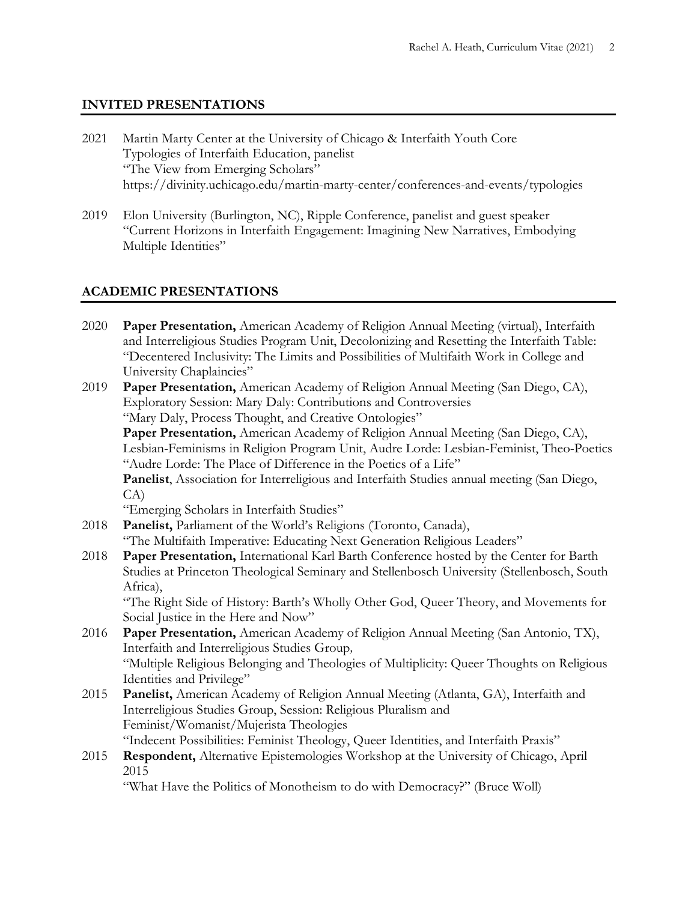## INVITED PRESENTATIONS

2021 Martin Marty Center at the University of Chicago & Interfaith Youth Core
Typologies of Interfaith Education, panelist
"The View from Emerging Scholars"
https://divinity.uchicago.edu/martin-marty-center/conferences-and-events/typologies

2019 Elon University (Burlington, NC), Ripple Conference, panelist and guest speaker
"Current Horizons in Interfaith Engagement: Imagining New Narratives, Embodying Multiple Identities"

## ACADEMIC PRESENTATIONS

2020 **Paper Presentation,** American Academy of Religion Annual Meeting (virtual), Interfaith and Interreligious Studies Program Unit, Decolonizing and Resetting the Interfaith Table: "Decentered Inclusivity: The Limits and Possibilities of Multifaith Work in College and University Chaplaincies"

2019 **Paper Presentation,** American Academy of Religion Annual Meeting (San Diego, CA), Exploratory Session: Mary Daly: Contributions and Controversies
"Mary Daly, Process Thought, and Creative Ontologies"
**Paper Presentation,** American Academy of Religion Annual Meeting (San Diego, CA), Lesbian-Feminisms in Religion Program Unit, Audre Lorde: Lesbian-Feminist, Theo-Poetics
"Audre Lorde: The Place of Difference in the Poetics of a Life"
**Panelist**, Association for Interreligious and Interfaith Studies annual meeting (San Diego, CA)
"Emerging Scholars in Interfaith Studies"

2018 **Panelist,** Parliament of the World's Religions (Toronto, Canada),
"The Multifaith Imperative: Educating Next Generation Religious Leaders"

2018 **Paper Presentation,** International Karl Barth Conference hosted by the Center for Barth Studies at Princeton Theological Seminary and Stellenbosch University (Stellenbosch, South Africa),
"The Right Side of History: Barth's Wholly Other God, Queer Theory, and Movements for Social Justice in the Here and Now"

2016 **Paper Presentation,** American Academy of Religion Annual Meeting (San Antonio, TX), Interfaith and Interreligious Studies Group*,*
"Multiple Religious Belonging and Theologies of Multiplicity: Queer Thoughts on Religious Identities and Privilege"

2015 **Panelist,** American Academy of Religion Annual Meeting (Atlanta, GA), Interfaith and Interreligious Studies Group, Session: Religious Pluralism and Feminist/Womanist/Mujerista Theologies
"Indecent Possibilities: Feminist Theology, Queer Identities, and Interfaith Praxis"

2015 **Respondent,** Alternative Epistemologies Workshop at the University of Chicago, April 2015
"What Have the Politics of Monotheism to do with Democracy?" (Bruce Woll)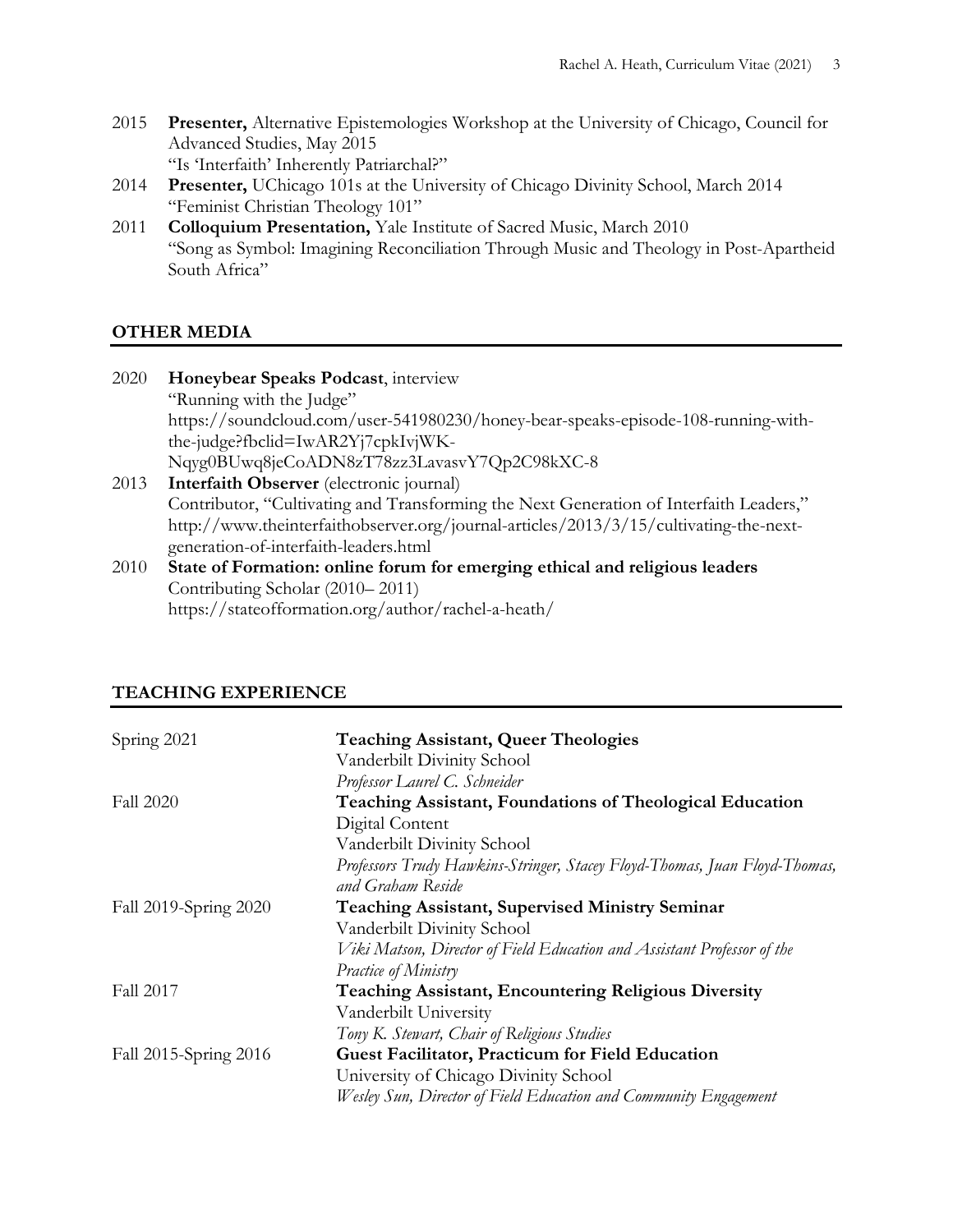2015 **Presenter,** Alternative Epistemologies Workshop at the University of Chicago, Council for Advanced Studies, May 2015
"Is 'Interfaith' Inherently Patriarchal?"

2014 **Presenter,** UChicago 101s at the University of Chicago Divinity School, March 2014
"Feminist Christian Theology 101"

2011 **Colloquium Presentation,** Yale Institute of Sacred Music, March 2010
"Song as Symbol: Imagining Reconciliation Through Music and Theology in Post-Apartheid South Africa"

## OTHER MEDIA

2020 **Honeybear Speaks Podcast**, interview
"Running with the Judge"
https://soundcloud.com/user-541980230/honey-bear-speaks-episode-108-running-with-the-judge?fbclid=IwAR2Yj7cpkIvjWK-Nqyg0BUwq8jeCoADN8zT78zz3LavasvY7Qp2C98kXC-8

2013 **Interfaith Observer** (electronic journal)
Contributor, "Cultivating and Transforming the Next Generation of Interfaith Leaders," http://www.theinterfaithobserver.org/journal-articles/2013/3/15/cultivating-the-next-generation-of-interfaith-leaders.html

2010 **State of Formation: online forum for emerging ethical and religious leaders**
Contributing Scholar (2010– 2011)
https://stateofformation.org/author/rachel-a-heath/

## TEACHING EXPERIENCE

Spring 2021 — **Teaching Assistant, Queer Theologies**
Vanderbilt Divinity School
*Professor Laurel C. Schneider*

Fall 2020 — **Teaching Assistant, Foundations of Theological Education**
Digital Content
Vanderbilt Divinity School
*Professors Trudy Hawkins-Stringer, Stacey Floyd-Thomas, Juan Floyd-Thomas, and Graham Reside*

Fall 2019-Spring 2020 — **Teaching Assistant, Supervised Ministry Seminar**
Vanderbilt Divinity School
*Viki Matson, Director of Field Education and Assistant Professor of the Practice of Ministry*

Fall 2017 — **Teaching Assistant, Encountering Religious Diversity**
Vanderbilt University
*Tony K. Stewart, Chair of Religious Studies*

Fall 2015-Spring 2016 — **Guest Facilitator, Practicum for Field Education**
University of Chicago Divinity School
*Wesley Sun, Director of Field Education and Community Engagement*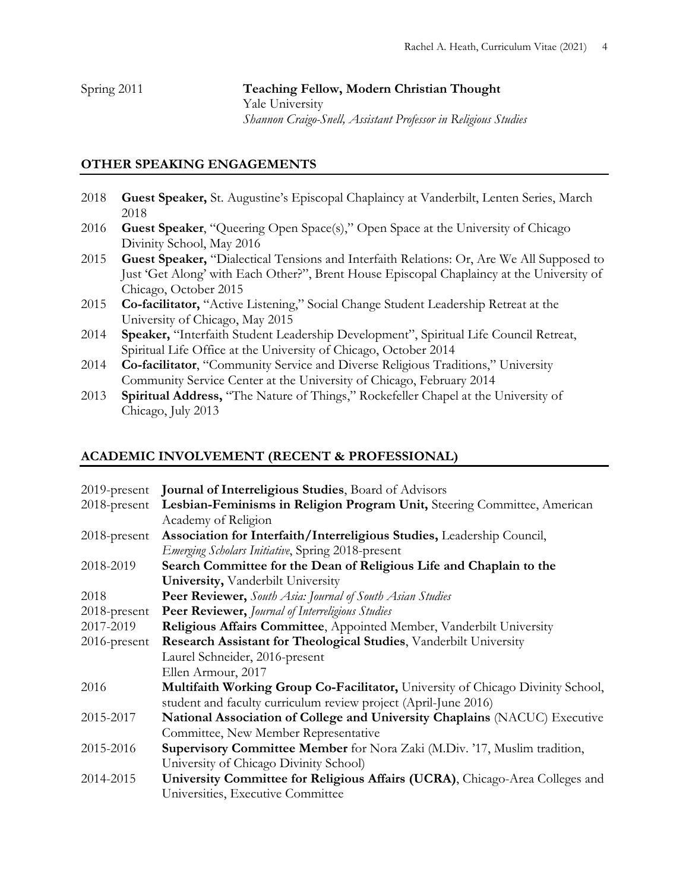Spring 2011 **Teaching Fellow, Modern Christian Thought**
Yale University
*Shannon Craigo-Snell, Assistant Professor in Religious Studies*

## OTHER SPEAKING ENGAGEMENTS

- 2018 **Guest Speaker,** St. Augustine's Episcopal Chaplaincy at Vanderbilt, Lenten Series, March 2018
- 2016 **Guest Speaker**, "Queering Open Space(s)," Open Space at the University of Chicago Divinity School, May 2016
- 2015 **Guest Speaker,** "Dialectical Tensions and Interfaith Relations: Or, Are We All Supposed to Just 'Get Along' with Each Other?", Brent House Episcopal Chaplaincy at the University of Chicago, October 2015
- 2015 **Co-facilitator,** "Active Listening," Social Change Student Leadership Retreat at the University of Chicago, May 2015
- 2014 **Speaker,** "Interfaith Student Leadership Development", Spiritual Life Council Retreat, Spiritual Life Office at the University of Chicago, October 2014
- 2014 **Co-facilitator**, "Community Service and Diverse Religious Traditions," University Community Service Center at the University of Chicago, February 2014
- 2013 **Spiritual Address,** "The Nature of Things," Rockefeller Chapel at the University of Chicago, July 2013

## ACADEMIC INVOLVEMENT (RECENT & PROFESSIONAL)

- 2019-present **Journal of Interreligious Studies**, Board of Advisors
- 2018-present **Lesbian-Feminisms in Religion Program Unit,** Steering Committee, American Academy of Religion
- 2018-present **Association for Interfaith/Interreligious Studies,** Leadership Council, *Emerging Scholars Initiative*, Spring 2018-present
- 2018-2019 **Search Committee for the Dean of Religious Life and Chaplain to the University,** Vanderbilt University
- 2018 **Peer Reviewer,** *South Asia: Journal of South Asian Studies*
- 2018-present **Peer Reviewer,** *Journal of Interreligious Studies*
- 2017-2019 **Religious Affairs Committee**, Appointed Member, Vanderbilt University
- 2016-present **Research Assistant for Theological Studies**, Vanderbilt University
  Laurel Schneider, 2016-present
  Ellen Armour, 2017
- 2016 **Multifaith Working Group Co-Facilitator,** University of Chicago Divinity School, student and faculty curriculum review project (April-June 2016)
- 2015-2017 **National Association of College and University Chaplains** (NACUC) Executive Committee, New Member Representative
- 2015-2016 **Supervisory Committee Member** for Nora Zaki (M.Div. '17, Muslim tradition, University of Chicago Divinity School)
- 2014-2015 **University Committee for Religious Affairs (UCRA)**, Chicago-Area Colleges and Universities, Executive Committee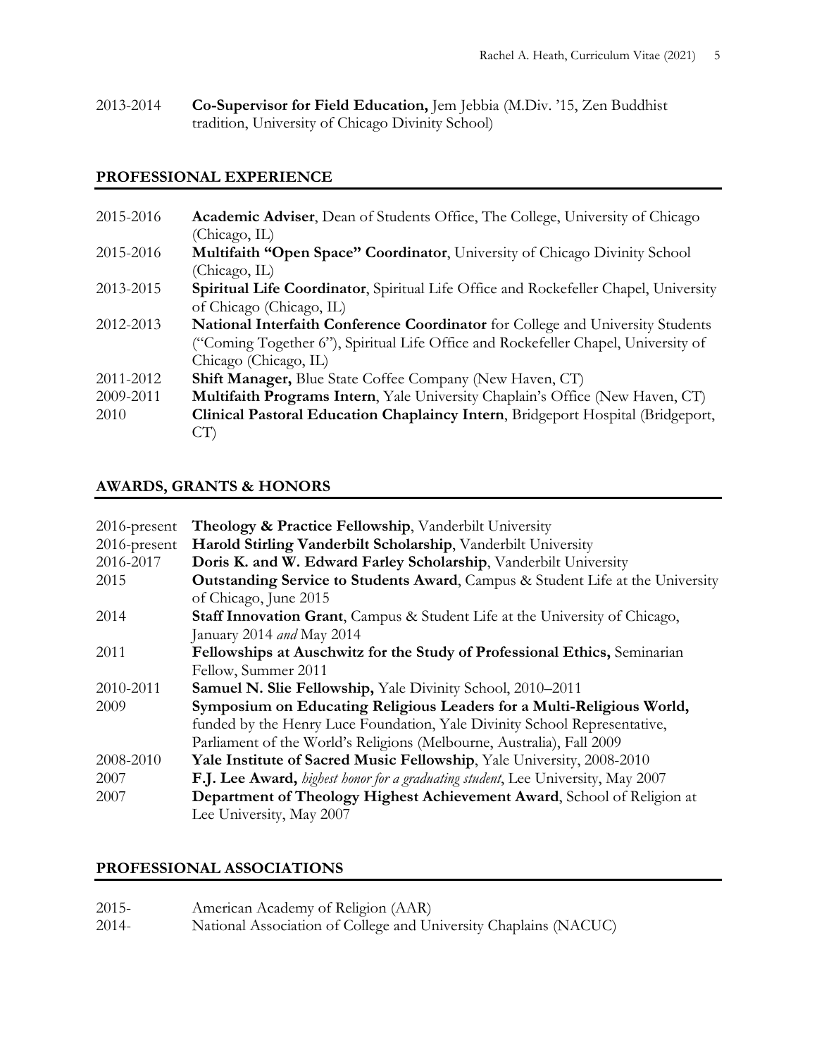2013-2014 **Co-Supervisor for Field Education,** Jem Jebbia (M.Div. '15, Zen Buddhist tradition, University of Chicago Divinity School)

## PROFESSIONAL EXPERIENCE

| | |
|---|---|
| 2015-2016 | **Academic Adviser**, Dean of Students Office, The College, University of Chicago (Chicago, IL) |
| 2015-2016 | **Multifaith "Open Space" Coordinator**, University of Chicago Divinity School (Chicago, IL) |
| 2013-2015 | **Spiritual Life Coordinator**, Spiritual Life Office and Rockefeller Chapel, University of Chicago (Chicago, IL) |
| 2012-2013 | **National Interfaith Conference Coordinator** for College and University Students ("Coming Together 6"), Spiritual Life Office and Rockefeller Chapel, University of Chicago (Chicago, IL) |
| 2011-2012 | **Shift Manager,** Blue State Coffee Company (New Haven, CT) |
| 2009-2011 | **Multifaith Programs Intern**, Yale University Chaplain's Office (New Haven, CT) |
| 2010 | **Clinical Pastoral Education Chaplaincy Intern**, Bridgeport Hospital (Bridgeport, CT) |

## AWARDS, GRANTS & HONORS

| | |
|---|---|
| 2016-present | **Theology & Practice Fellowship**, Vanderbilt University |
| 2016-present | **Harold Stirling Vanderbilt Scholarship**, Vanderbilt University |
| 2016-2017 | **Doris K. and W. Edward Farley Scholarship**, Vanderbilt University |
| 2015 | **Outstanding Service to Students Award**, Campus & Student Life at the University of Chicago, June 2015 |
| 2014 | **Staff Innovation Grant**, Campus & Student Life at the University of Chicago, January 2014 *and* May 2014 |
| 2011 | **Fellowships at Auschwitz for the Study of Professional Ethics,** Seminarian Fellow, Summer 2011 |
| 2010-2011 | **Samuel N. Slie Fellowship,** Yale Divinity School, 2010–2011 |
| 2009 | **Symposium on Educating Religious Leaders for a Multi-Religious World,** funded by the Henry Luce Foundation, Yale Divinity School Representative, Parliament of the World's Religions (Melbourne, Australia), Fall 2009 |
| 2008-2010 | **Yale Institute of Sacred Music Fellowship**, Yale University, 2008-2010 |
| 2007 | **F.J. Lee Award,** *highest honor for a graduating student*, Lee University, May 2007 |
| 2007 | **Department of Theology Highest Achievement Award**, School of Religion at Lee University, May 2007 |

## PROFESSIONAL ASSOCIATIONS

| | |
|---|---|
| 2015- | American Academy of Religion (AAR) |
| 2014- | National Association of College and University Chaplains (NACUC) |